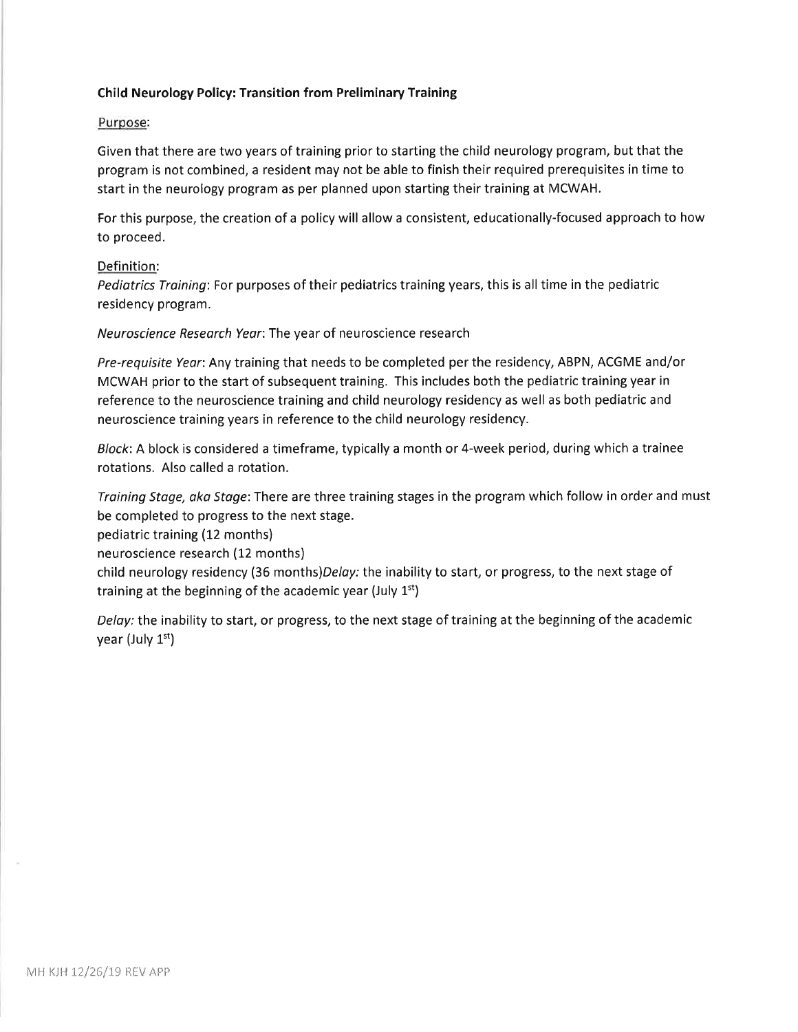**Child Neurology Policy: Transition from Preliminary Training**

Purpose:

Given that there are two years of training prior to starting the child neurology program, but that the program is not combined, a resident may not be able to finish their required prerequisites in time to start in the neurology program as per planned upon starting their training at MCWAH.

For this purpose, the creation of a policy will allow a consistent, educationally-focused approach to how to proceed.

Definition:

*Pediatrics Training*: For purposes of their pediatrics training years, this is all time in the pediatric residency program.

*Neuroscience Research Year*: The year of neuroscience research

*Pre-requisite Year*: Any training that needs to be completed per the residency, ABPN, ACGME and/or MCWAH prior to the start of subsequent training. This includes both the pediatric training year in reference to the neuroscience training and child neurology residency as well as both pediatric and neuroscience training years in reference to the child neurology residency.

*Block*: A block is considered a timeframe, typically a month or 4-week period, during which a trainee rotations. Also called a rotation.

*Training Stage, aka Stage*: There are three training stages in the program which follow in order and must be completed to progress to the next stage.
pediatric training (12 months)
neuroscience research (12 months)
child neurology residency (36 months)*Delay:* the inability to start, or progress, to the next stage of training at the beginning of the academic year (July 1st)

*Delay:* the inability to start, or progress, to the next stage of training at the beginning of the academic year (July 1st)

MH KJH 12/26/19 REV APP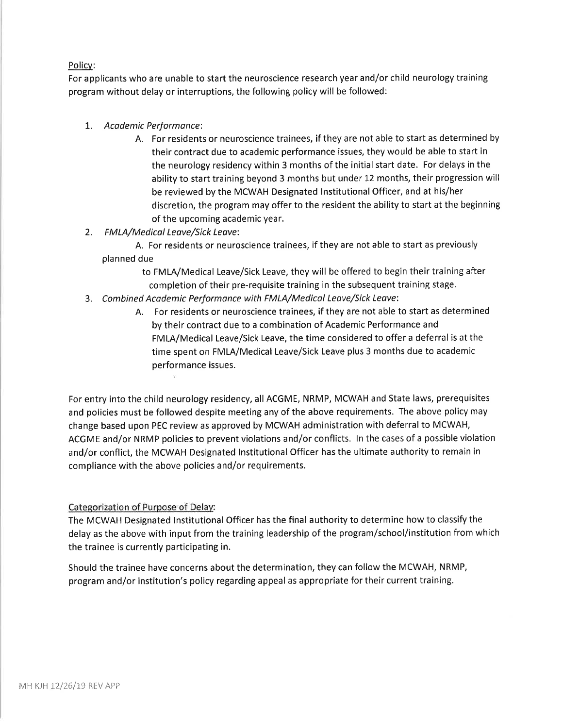Policy:

For applicants who are unable to start the neuroscience research year and/or child neurology training program without delay or interruptions, the following policy will be followed:

1. *Academic Performance*:
   A. For residents or neuroscience trainees, if they are not able to start as determined by their contract due to academic performance issues, they would be able to start in the neurology residency within 3 months of the initial start date. For delays in the ability to start training beyond 3 months but under 12 months, their progression will be reviewed by the MCWAH Designated Institutional Officer, and at his/her discretion, the program may offer to the resident the ability to start at the beginning of the upcoming academic year.
2. *FMLA/Medical Leave/Sick Leave*:
   A. For residents or neuroscience trainees, if they are not able to start as previously planned due to FMLA/Medical Leave/Sick Leave, they will be offered to begin their training after completion of their pre-requisite training in the subsequent training stage.
3. *Combined Academic Performance with FMLA/Medical Leave/Sick Leave*:
   A. For residents or neuroscience trainees, if they are not able to start as determined by their contract due to a combination of Academic Performance and FMLA/Medical Leave/Sick Leave, the time considered to offer a deferral is at the time spent on FMLA/Medical Leave/Sick Leave plus 3 months due to academic performance issues.

For entry into the child neurology residency, all ACGME, NRMP, MCWAH and State laws, prerequisites and policies must be followed despite meeting any of the above requirements. The above policy may change based upon PEC review as approved by MCWAH administration with deferral to MCWAH, ACGME and/or NRMP policies to prevent violations and/or conflicts. In the cases of a possible violation and/or conflict, the MCWAH Designated Institutional Officer has the ultimate authority to remain in compliance with the above policies and/or requirements.

Categorization of Purpose of Delay:

The MCWAH Designated Institutional Officer has the final authority to determine how to classify the delay as the above with input from the training leadership of the program/school/institution from which the trainee is currently participating in.

Should the trainee have concerns about the determination, they can follow the MCWAH, NRMP, program and/or institution's policy regarding appeal as appropriate for their current training.

MH KJH 12/26/19 REV APP